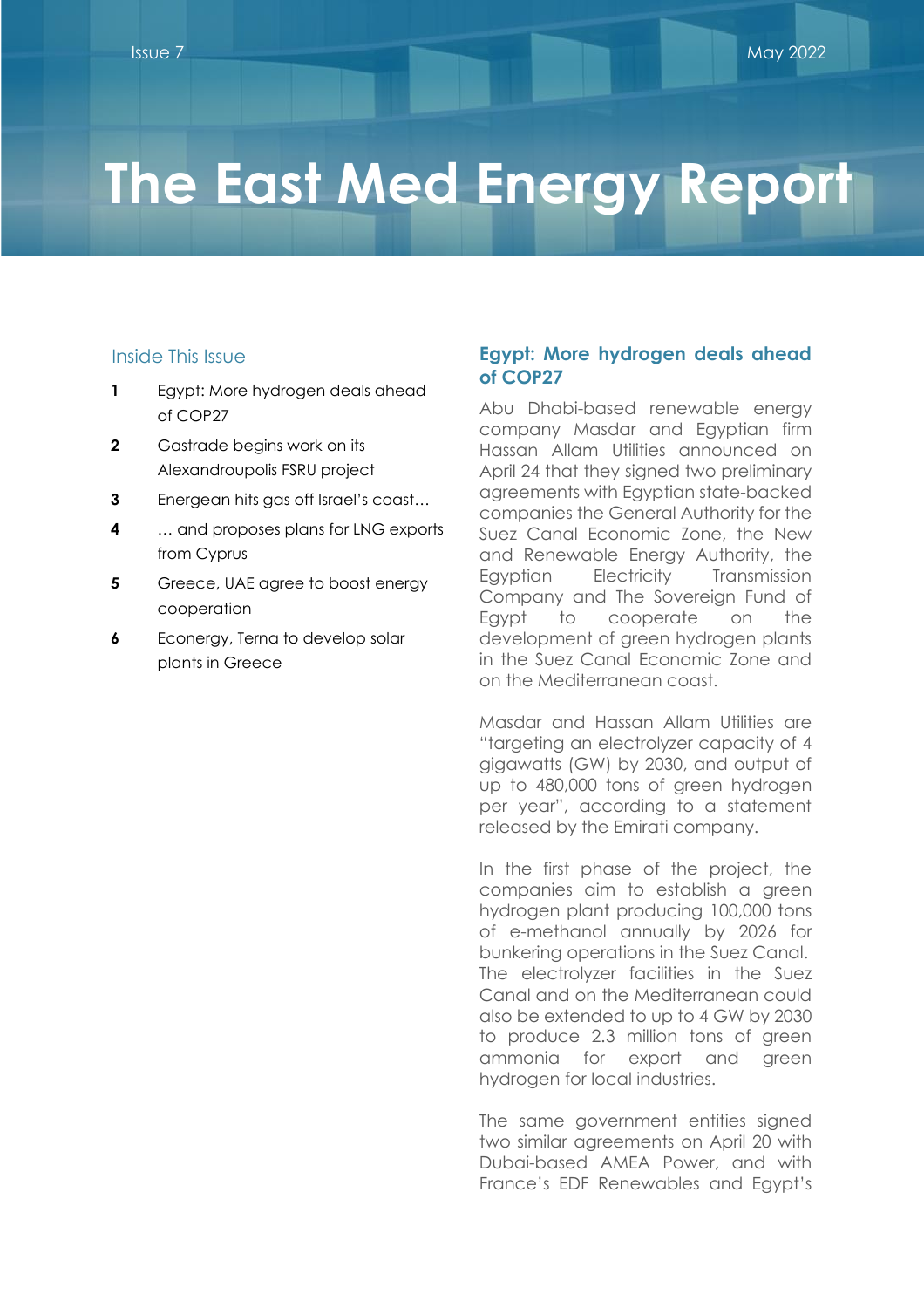# The East Med Energy Report

Issue 7 May 2022

## Inside This Issue

**1** Egypt: More hydrogen deals ahead of COP27

**2** Gastrade begins work on its Alexandroupolis FSRU project

**3** Energean hits gas off Israel's coast…

**4** … and proposes plans for LNG exports from Cyprus

**5** Greece, UAE agree to boost energy cooperation

**6** Econergy, Terna to develop solar plants in Greece

## Egypt: More hydrogen deals ahead of COP27

Abu Dhabi-based renewable energy company Masdar and Egyptian firm Hassan Allam Utilities announced on April 24 that they signed two preliminary agreements with Egyptian state-backed companies the General Authority for the Suez Canal Economic Zone, the New and Renewable Energy Authority, the Egyptian Electricity Transmission Company and The Sovereign Fund of Egypt to cooperate on the development of green hydrogen plants in the Suez Canal Economic Zone and on the Mediterranean coast.

Masdar and Hassan Allam Utilities are "targeting an electrolyzer capacity of 4 gigawatts (GW) by 2030, and output of up to 480,000 tons of green hydrogen per year", according to a statement released by the Emirati company.

In the first phase of the project, the companies aim to establish a green hydrogen plant producing 100,000 tons of e-methanol annually by 2026 for bunkering operations in the Suez Canal. The electrolyzer facilities in the Suez Canal and on the Mediterranean could also be extended to up to 4 GW by 2030 to produce 2.3 million tons of green ammonia for export and green hydrogen for local industries.

The same government entities signed two similar agreements on April 20 with Dubai-based AMEA Power, and with France's EDF Renewables and Egypt's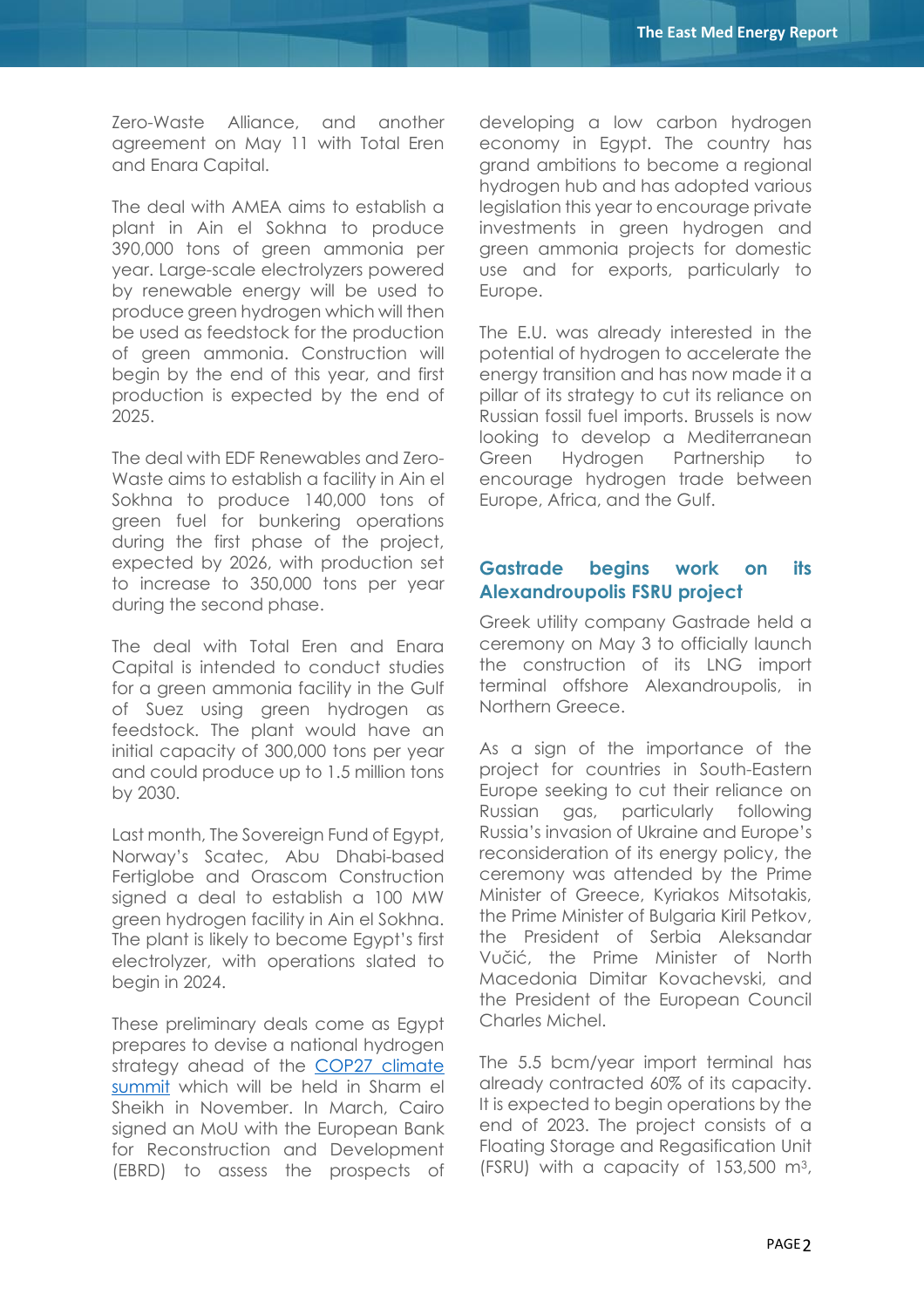Zero-Waste Alliance, and another agreement on May 11 with Total Eren and Enara Capital.

The deal with AMEA aims to establish a plant in Ain el Sokhna to produce 390,000 tons of green ammonia per year. Large-scale electrolyzers powered by renewable energy will be used to produce green hydrogen which will then be used as feedstock for the production of green ammonia. Construction will begin by the end of this year, and first production is expected by the end of 2025.

The deal with EDF Renewables and Zero-Waste aims to establish a facility in Ain el Sokhna to produce 140,000 tons of green fuel for bunkering operations during the first phase of the project, expected by 2026, with production set to increase to 350,000 tons per year during the second phase.

The deal with Total Eren and Enara Capital is intended to conduct studies for a green ammonia facility in the Gulf of Suez using green hydrogen as feedstock. The plant would have an initial capacity of 300,000 tons per year and could produce up to 1.5 million tons by 2030.

Last month, The Sovereign Fund of Egypt, Norway's Scatec, Abu Dhabi-based Fertiglobe and Orascom Construction signed a deal to establish a 100 MW green hydrogen facility in Ain el Sokhna. The plant is likely to become Egypt's first electrolyzer, with operations slated to begin in 2024.

These preliminary deals come as Egypt prepares to devise a national hydrogen strategy ahead of the [COP27 climate summit]() which will be held in Sharm el Sheikh in November. In March, Cairo signed an MoU with the European Bank for Reconstruction and Development (EBRD) to assess the prospects of developing a low carbon hydrogen economy in Egypt. The country has grand ambitions to become a regional hydrogen hub and has adopted various legislation this year to encourage private investments in green hydrogen and green ammonia projects for domestic use and for exports, particularly to Europe.

The E.U. was already interested in the potential of hydrogen to accelerate the energy transition and has now made it a pillar of its strategy to cut its reliance on Russian fossil fuel imports. Brussels is now looking to develop a Mediterranean Green Hydrogen Partnership to encourage hydrogen trade between Europe, Africa, and the Gulf.

## Gastrade begins work on its Alexandroupolis FSRU project

Greek utility company Gastrade held a ceremony on May 3 to officially launch the construction of its LNG import terminal offshore Alexandroupolis, in Northern Greece.

As a sign of the importance of the project for countries in South-Eastern Europe seeking to cut their reliance on Russian gas, particularly following Russia's invasion of Ukraine and Europe's reconsideration of its energy policy, the ceremony was attended by the Prime Minister of Greece, Kyriakos Mitsotakis, the Prime Minister of Bulgaria Kiril Petkov, the President of Serbia Aleksandar Vučić, the Prime Minister of North Macedonia Dimitar Kovachevski, and the President of the European Council Charles Michel.

The 5.5 bcm/year import terminal has already contracted 60% of its capacity. It is expected to begin operations by the end of 2023. The project consists of a Floating Storage and Regasification Unit (FSRU) with a capacity of 153,500 $m^3$,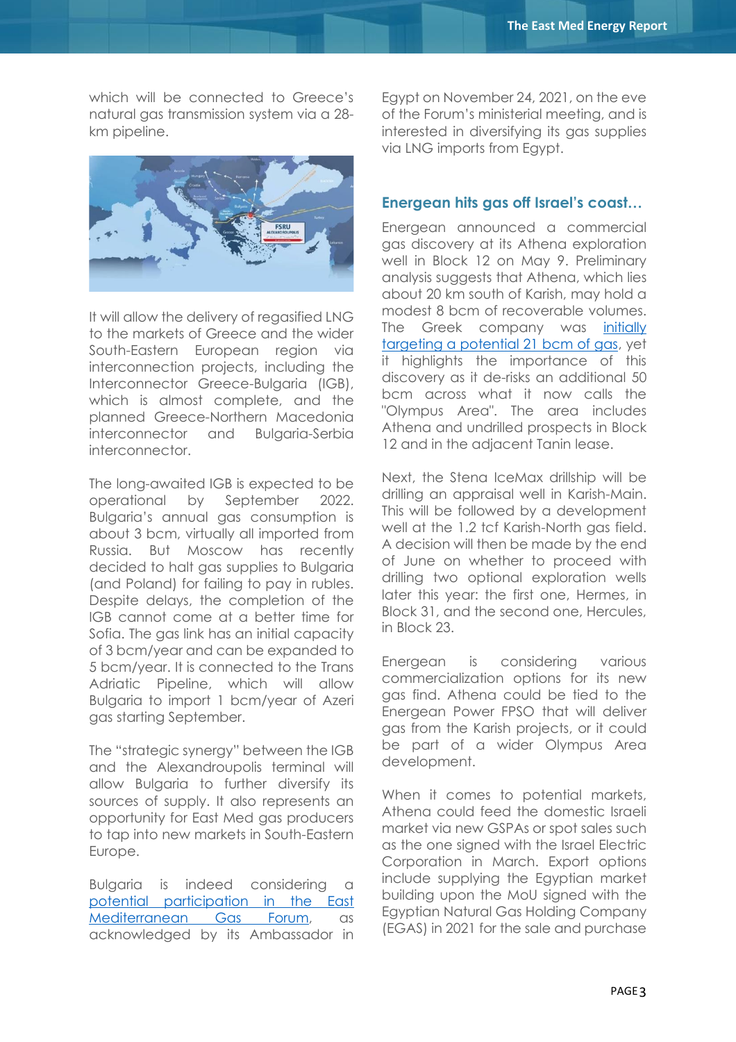which will be connected to Greece's natural gas transmission system via a 28-km pipeline.

It will allow the delivery of regasified LNG to the markets of Greece and the wider South-Eastern European region via interconnection projects, including the Interconnector Greece-Bulgaria (IGB), which is almost complete, and the planned Greece-Northern Macedonia interconnector and Bulgaria-Serbia interconnector.

The long-awaited IGB is expected to be operational by September 2022. Bulgaria's annual gas consumption is about 3 bcm, virtually all imported from Russia. But Moscow has recently decided to halt gas supplies to Bulgaria (and Poland) for failing to pay in rubles. Despite delays, the completion of the IGB cannot come at a better time for Sofia. The gas link has an initial capacity of 3 bcm/year and can be expanded to 5 bcm/year. It is connected to the Trans Adriatic Pipeline, which will allow Bulgaria to import 1 bcm/year of Azeri gas starting September.

The "strategic synergy" between the IGB and the Alexandroupolis terminal will allow Bulgaria to further diversify its sources of supply. It also represents an opportunity for East Med gas producers to tap into new markets in South-Eastern Europe.

Bulgaria is indeed considering a potential participation in the East Mediterranean Gas Forum, as acknowledged by its Ambassador in Egypt on November 24, 2021, on the eve of the Forum's ministerial meeting, and is interested in diversifying its gas supplies via LNG imports from Egypt.

## Energean hits gas off Israel's coast…

Energean announced a commercial gas discovery at its Athena exploration well in Block 12 on May 9. Preliminary analysis suggests that Athena, which lies about 20 km south of Karish, may hold a modest 8 bcm of recoverable volumes. The Greek company was initially targeting a potential 21 bcm of gas, yet it highlights the importance of this discovery as it de-risks an additional 50 bcm across what it now calls the "Olympus Area". The area includes Athena and undrilled prospects in Block 12 and in the adjacent Tanin lease.

Next, the Stena IceMax drillship will be drilling an appraisal well in Karish-Main. This will be followed by a development well at the 1.2 tcf Karish-North gas field. A decision will then be made by the end of June on whether to proceed with drilling two optional exploration wells later this year: the first one, Hermes, in Block 31, and the second one, Hercules, in Block 23.

Energean is considering various commercialization options for its new gas find. Athena could be tied to the Energean Power FPSO that will deliver gas from the Karish projects, or it could be part of a wider Olympus Area development.

When it comes to potential markets, Athena could feed the domestic Israeli market via new GSPAs or spot sales such as the one signed with the Israel Electric Corporation in March. Export options include supplying the Egyptian market building upon the MoU signed with the Egyptian Natural Gas Holding Company (EGAS) in 2021 for the sale and purchase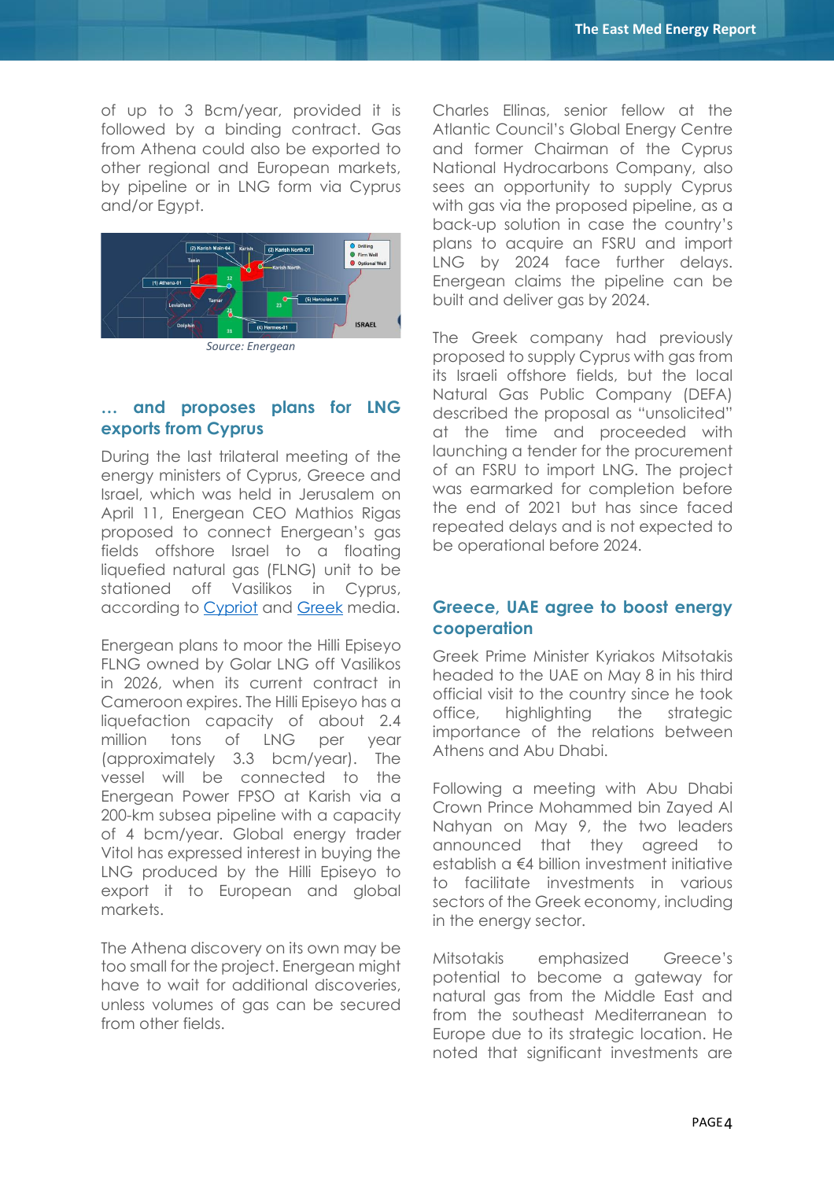of up to 3 Bcm/year, provided it is followed by a binding contract. Gas from Athena could also be exported to other regional and European markets, by pipeline or in LNG form via Cyprus and/or Egypt.

*Source: Energean*

## … and proposes plans for LNG exports from Cyprus

During the last trilateral meeting of the energy ministers of Cyprus, Greece and Israel, which was held in Jerusalem on April 11, Energean CEO Mathios Rigas proposed to connect Energean's gas fields offshore Israel to a floating liquefied natural gas (FLNG) unit to be stationed off Vasilikos in Cyprus, according to Cypriot and Greek media.

Energean plans to moor the Hilli Episeyo FLNG owned by Golar LNG off Vasilikos in 2026, when its current contract in Cameroon expires. The Hilli Episeyo has a liquefaction capacity of about 2.4 million tons of LNG per year (approximately 3.3 bcm/year). The vessel will be connected to the Energean Power FPSO at Karish via a 200-km subsea pipeline with a capacity of 4 bcm/year. Global energy trader Vitol has expressed interest in buying the LNG produced by the Hilli Episeyo to export it to European and global markets.

The Athena discovery on its own may be too small for the project. Energean might have to wait for additional discoveries, unless volumes of gas can be secured from other fields.

Charles Ellinas, senior fellow at the Atlantic Council's Global Energy Centre and former Chairman of the Cyprus National Hydrocarbons Company, also sees an opportunity to supply Cyprus with gas via the proposed pipeline, as a back-up solution in case the country's plans to acquire an FSRU and import LNG by 2024 face further delays. Energean claims the pipeline can be built and deliver gas by 2024.

The Greek company had previously proposed to supply Cyprus with gas from its Israeli offshore fields, but the local Natural Gas Public Company (DEFA) described the proposal as "unsolicited" at the time and proceeded with launching a tender for the procurement of an FSRU to import LNG. The project was earmarked for completion before the end of 2021 but has since faced repeated delays and is not expected to be operational before 2024.

## Greece, UAE agree to boost energy cooperation

Greek Prime Minister Kyriakos Mitsotakis headed to the UAE on May 8 in his third official visit to the country since he took office, highlighting the strategic importance of the relations between Athens and Abu Dhabi.

Following a meeting with Abu Dhabi Crown Prince Mohammed bin Zayed Al Nahyan on May 9, the two leaders announced that they agreed to establish a €4 billion investment initiative to facilitate investments in various sectors of the Greek economy, including in the energy sector.

Mitsotakis emphasized Greece's potential to become a gateway for natural gas from the Middle East and from the southeast Mediterranean to Europe due to its strategic location. He noted that significant investments are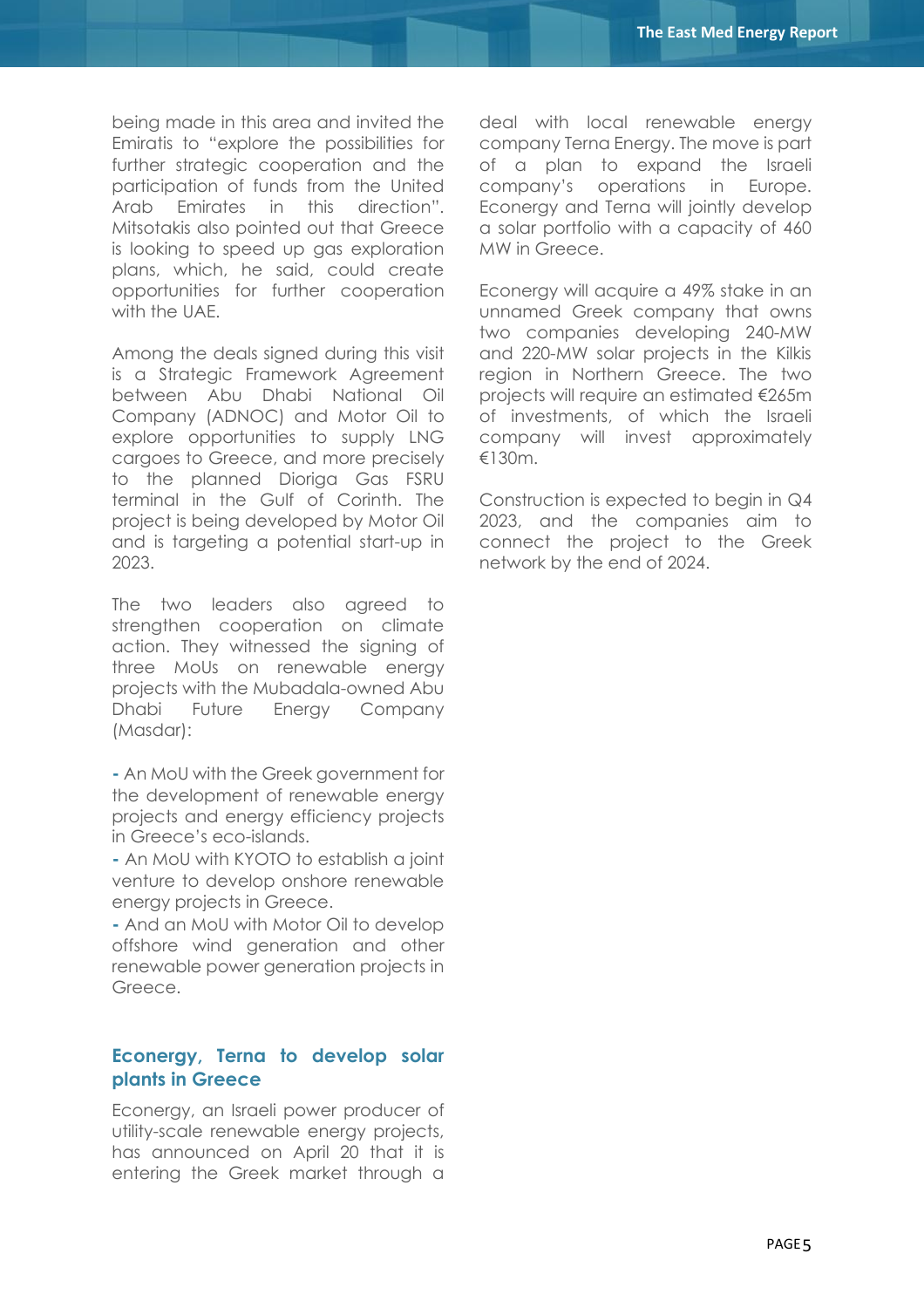being made in this area and invited the Emiratis to "explore the possibilities for further strategic cooperation and the participation of funds from the United Arab Emirates in this direction". Mitsotakis also pointed out that Greece is looking to speed up gas exploration plans, which, he said, could create opportunities for further cooperation with the UAE.

Among the deals signed during this visit is a Strategic Framework Agreement between Abu Dhabi National Oil Company (ADNOC) and Motor Oil to explore opportunities to supply LNG cargoes to Greece, and more precisely to the planned Dioriga Gas FSRU terminal in the Gulf of Corinth. The project is being developed by Motor Oil and is targeting a potential start-up in 2023.

The two leaders also agreed to strengthen cooperation on climate action. They witnessed the signing of three MoUs on renewable energy projects with the Mubadala-owned Abu Dhabi Future Energy Company (Masdar):

- An MoU with the Greek government for the development of renewable energy projects and energy efficiency projects in Greece's eco-islands.
- An MoU with KYOTO to establish a joint venture to develop onshore renewable energy projects in Greece.
- And an MoU with Motor Oil to develop offshore wind generation and other renewable power generation projects in Greece.

## Econergy, Terna to develop solar plants in Greece

Econergy, an Israeli power producer of utility-scale renewable energy projects, has announced on April 20 that it is entering the Greek market through a deal with local renewable energy company Terna Energy. The move is part of a plan to expand the Israeli company's operations in Europe. Econergy and Terna will jointly develop a solar portfolio with a capacity of 460 MW in Greece.

Econergy will acquire a 49% stake in an unnamed Greek company that owns two companies developing 240-MW and 220-MW solar projects in the Kilkis region in Northern Greece. The two projects will require an estimated €265m of investments, of which the Israeli company will invest approximately €130m.

Construction is expected to begin in Q4 2023, and the companies aim to connect the project to the Greek network by the end of 2024.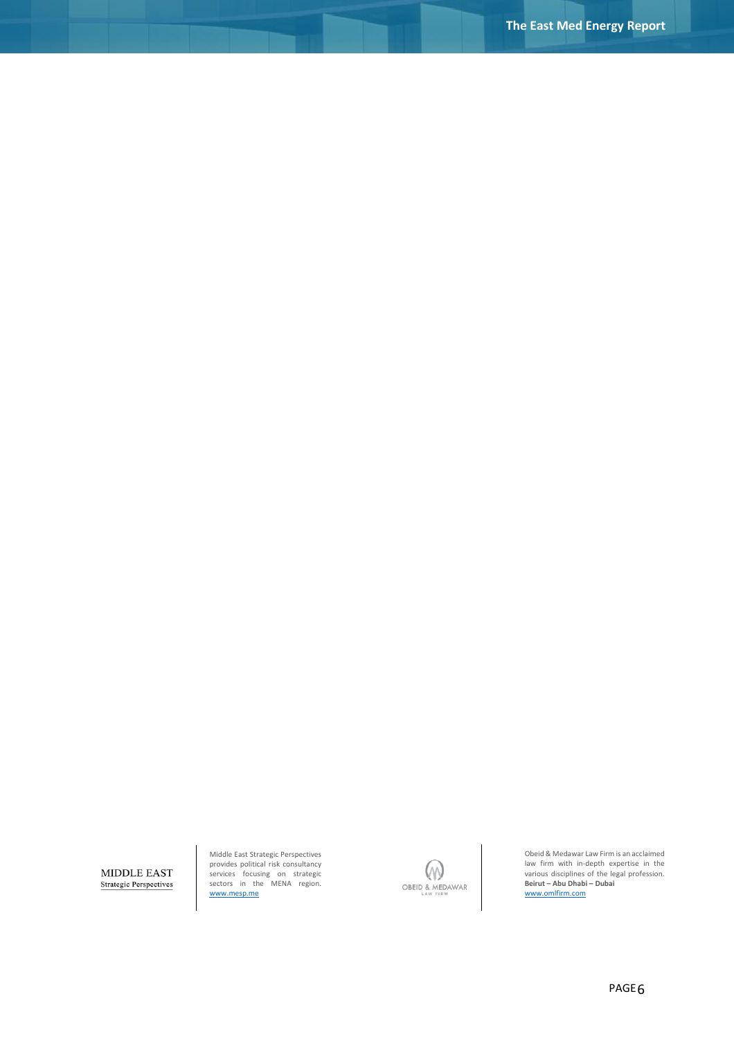MIDDLE EAST
Strategic Perspectives

Middle East Strategic Perspectives provides political risk consultancy services focusing on strategic sectors in the MENA region.
www.mesp.me

OBEID & MEDAWAR
LAW FIRM

Obeid & Medawar Law Firm is an acclaimed law firm with in-depth expertise in the various disciplines of the legal profession.
**Beirut – Abu Dhabi – Dubai**
www.omlfirm.com